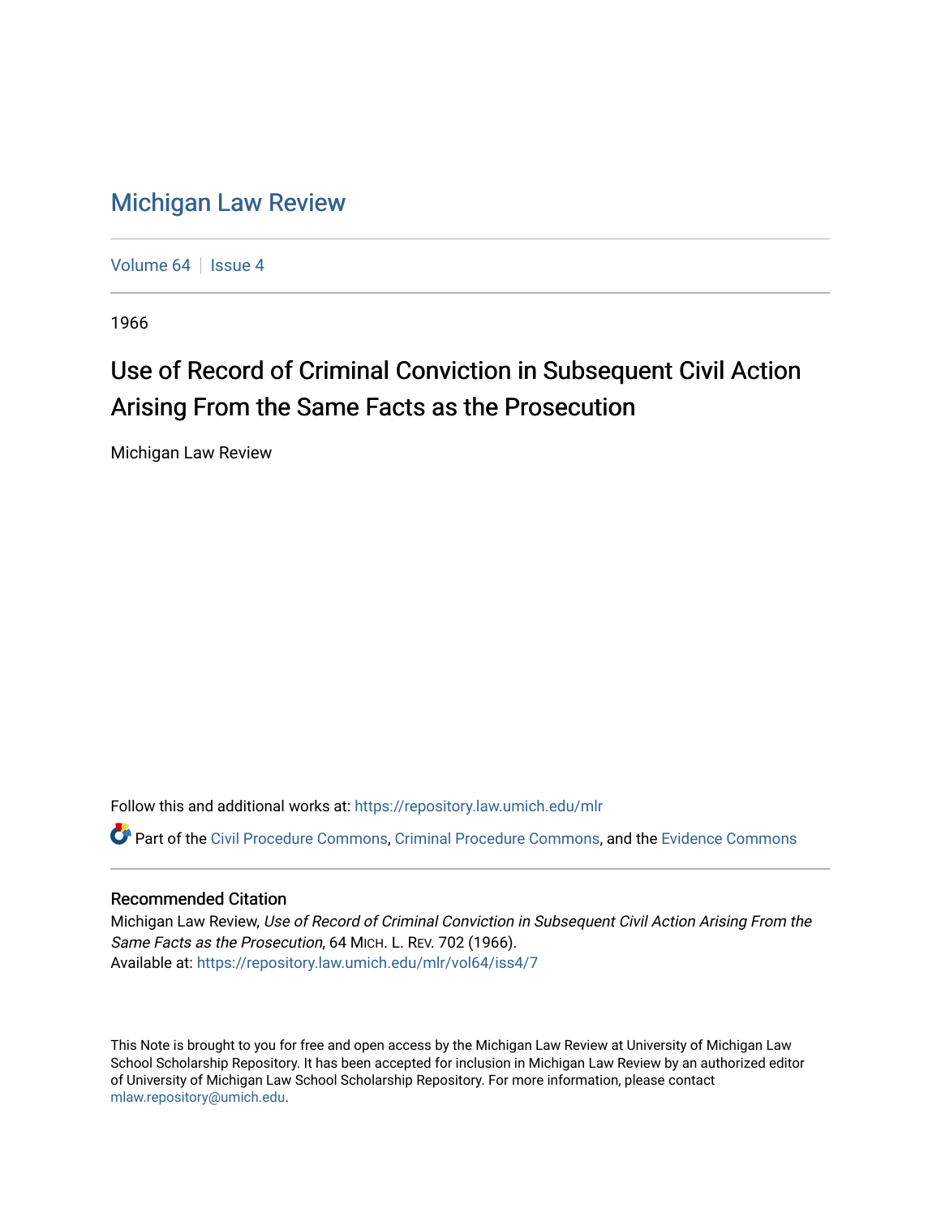# Michigan Law Review

Volume 64 | Issue 4

1966

## Use of Record of Criminal Conviction in Subsequent Civil Action Arising From the Same Facts as the Prosecution

Michigan Law Review

Follow this and additional works at: https://repository.law.umich.edu/mlr

Part of the Civil Procedure Commons, Criminal Procedure Commons, and the Evidence Commons

### Recommended Citation

Michigan Law Review, *Use of Record of Criminal Conviction in Subsequent Civil Action Arising From the Same Facts as the Prosecution*, 64 MICH. L. REV. 702 (1966).
Available at: https://repository.law.umich.edu/mlr/vol64/iss4/7

This Note is brought to you for free and open access by the Michigan Law Review at University of Michigan Law School Scholarship Repository. It has been accepted for inclusion in Michigan Law Review by an authorized editor of University of Michigan Law School Scholarship Repository. For more information, please contact mlaw.repository@umich.edu.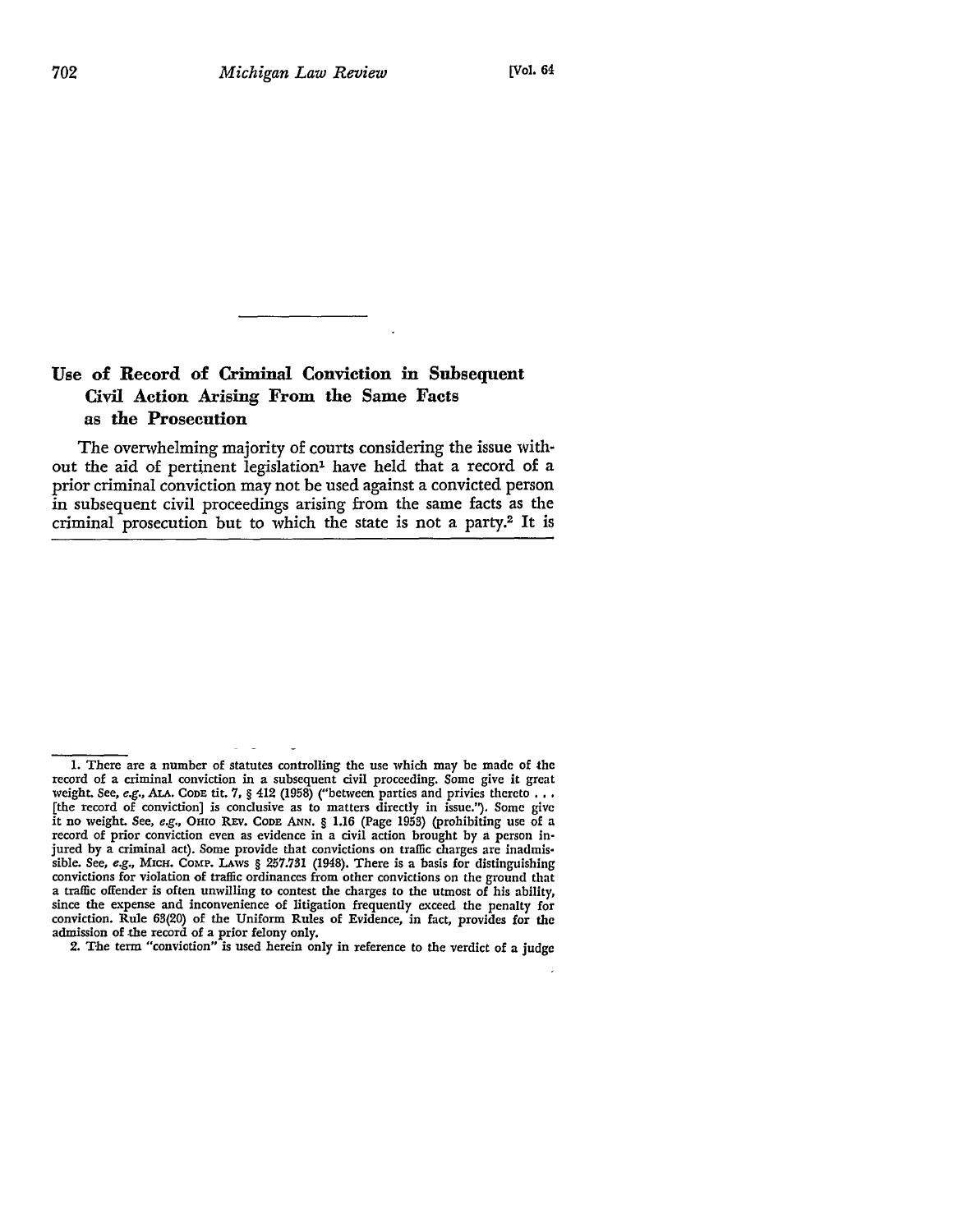## Use of Record of Criminal Conviction in Subsequent Civil Action Arising From the Same Facts as the Prosecution

The overwhelming majority of courts considering the issue without the aid of pertinent legislation[1] have held that a record of a prior criminal conviction may not be used against a convicted person in subsequent civil proceedings arising from the same facts as the criminal prosecution but to which the state is not a party.[2] It is

---

1. There are a number of statutes controlling the use which may be made of the record of a criminal conviction in a subsequent civil proceeding. Some give it great weight. See, *e.g.*, ALA. CODE tit. 7, § 412 (1958) ("between parties and privies thereto . . . [the record of conviction] is conclusive as to matters directly in issue."). Some give it no weight. See, *e.g.*, OHIO REV. CODE ANN. § 1.16 (Page 1953) (prohibiting use of a record of prior conviction even as evidence in a civil action brought by a person injured by a criminal act). Some provide that convictions on traffic charges are inadmissible. See, *e.g.*, MICH. COMP. LAWS § 257.731 (1948). There is a basis for distinguishing convictions for violation of traffic ordinances from other convictions on the ground that a traffic offender is often unwilling to contest the charges to the utmost of his ability, since the expense and inconvenience of litigation frequently exceed the penalty for conviction. Rule 63(20) of the Uniform Rules of Evidence, in fact, provides for the admission of the record of a prior felony only.

2. The term "conviction" is used herein only in reference to the verdict of a judge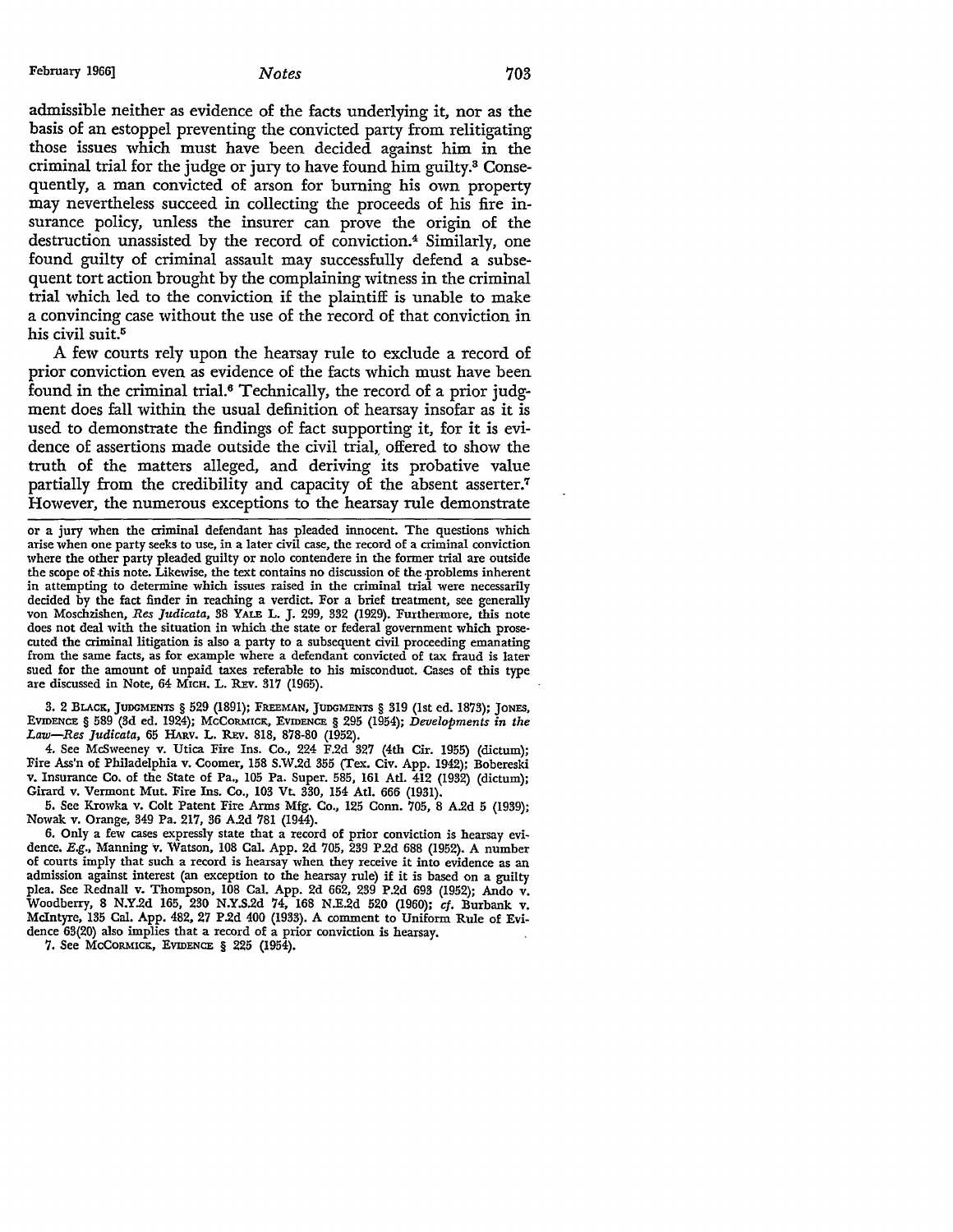admissible neither as evidence of the facts underlying it, nor as the basis of an estoppel preventing the convicted party from relitigating those issues which must have been decided against him in the criminal trial for the judge or jury to have found him guilty.[3] Consequently, a man convicted of arson for burning his own property may nevertheless succeed in collecting the proceeds of his fire insurance policy, unless the insurer can prove the origin of the destruction unassisted by the record of conviction.[4] Similarly, one found guilty of criminal assault may successfully defend a subsequent tort action brought by the complaining witness in the criminal trial which led to the conviction if the plaintiff is unable to make a convincing case without the use of the record of that conviction in his civil suit.[5]

A few courts rely upon the hearsay rule to exclude a record of prior conviction even as evidence of the facts which must have been found in the criminal trial.[6] Technically, the record of a prior judgment does fall within the usual definition of hearsay insofar as it is used to demonstrate the findings of fact supporting it, for it is evidence of assertions made outside the civil trial, offered to show the truth of the matters alleged, and deriving its probative value partially from the credibility and capacity of the absent asserter.[7] However, the numerous exceptions to the hearsay rule demonstrate

---

or a jury when the criminal defendant has pleaded innocent. The questions which arise when one party seeks to use, in a later civil case, the record of a criminal conviction where the other party pleaded guilty or nolo contendere in the former trial are outside the scope of this note. Likewise, the text contains no discussion of the problems inherent in attempting to determine which issues raised in the criminal trial were necessarily decided by the fact finder in reaching a verdict. For a brief treatment, see generally von Moschzishen, *Res Judicata*, 38 YALE L. J. 299, 332 (1929). Furthermore, this note does not deal with the situation in which the state or federal government which prosecuted the criminal litigation is also a party to a subsequent civil proceeding emanating from the same facts, as for example where a defendant convicted of tax fraud is later sued for the amount of unpaid taxes referable to his misconduct. Cases of this type are discussed in Note, 64 MICH. L. REV. 317 (1965).

3. 2 BLACK, JUDGMENTS § 529 (1891); FREEMAN, JUDGMENTS § 319 (1st ed. 1873); JONES, EVIDENCE § 589 (3d ed. 1924); MCCORMICK, EVIDENCE § 295 (1954); *Developments in the Law—Res Judicata*, 65 HARV. L. REV. 818, 878-80 (1952).

4. See McSweeney v. Utica Fire Ins. Co., 224 F.2d 327 (4th Cir. 1955) (dictum); Fire Ass'n of Philadelphia v. Coomer, 158 S.W.2d 355 (Tex. Civ. App. 1942); Bobereski v. Insurance Co. of the State of Pa., 105 Pa. Super. 585, 161 Atl. 412 (1932) (dictum); Girard v. Vermont Mut. Fire Ins. Co., 103 Vt. 330, 154 Atl. 666 (1931).

5. See Krowka v. Colt Patent Fire Arms Mfg. Co., 125 Conn. 705, 8 A.2d 5 (1939); Nowak v. Orange, 349 Pa. 217, 36 A.2d 781 (1944).

6. Only a few cases expressly state that a record of prior conviction is hearsay evidence. *E.g.*, Manning v. Watson, 108 Cal. App. 2d 705, 239 P.2d 688 (1952). A number of courts imply that such a record is hearsay when they receive it into evidence as an admission against interest (an exception to the hearsay rule) if it is based on a guilty plea. See Rednall v. Thompson, 108 Cal. App. 2d 662, 239 P.2d 693 (1952); Ando v. Woodberry, 8 N.Y.2d 165, 230 N.Y.S.2d 74, 168 N.E.2d 520 (1960); *cf.* Burbank v. McIntyre, 135 Cal. App. 482, 27 P.2d 400 (1933). A comment to Uniform Rule of Evidence 63(20) also implies that a record of a prior conviction is hearsay.

7. See MCCORMICK, EVIDENCE § 225 (1954).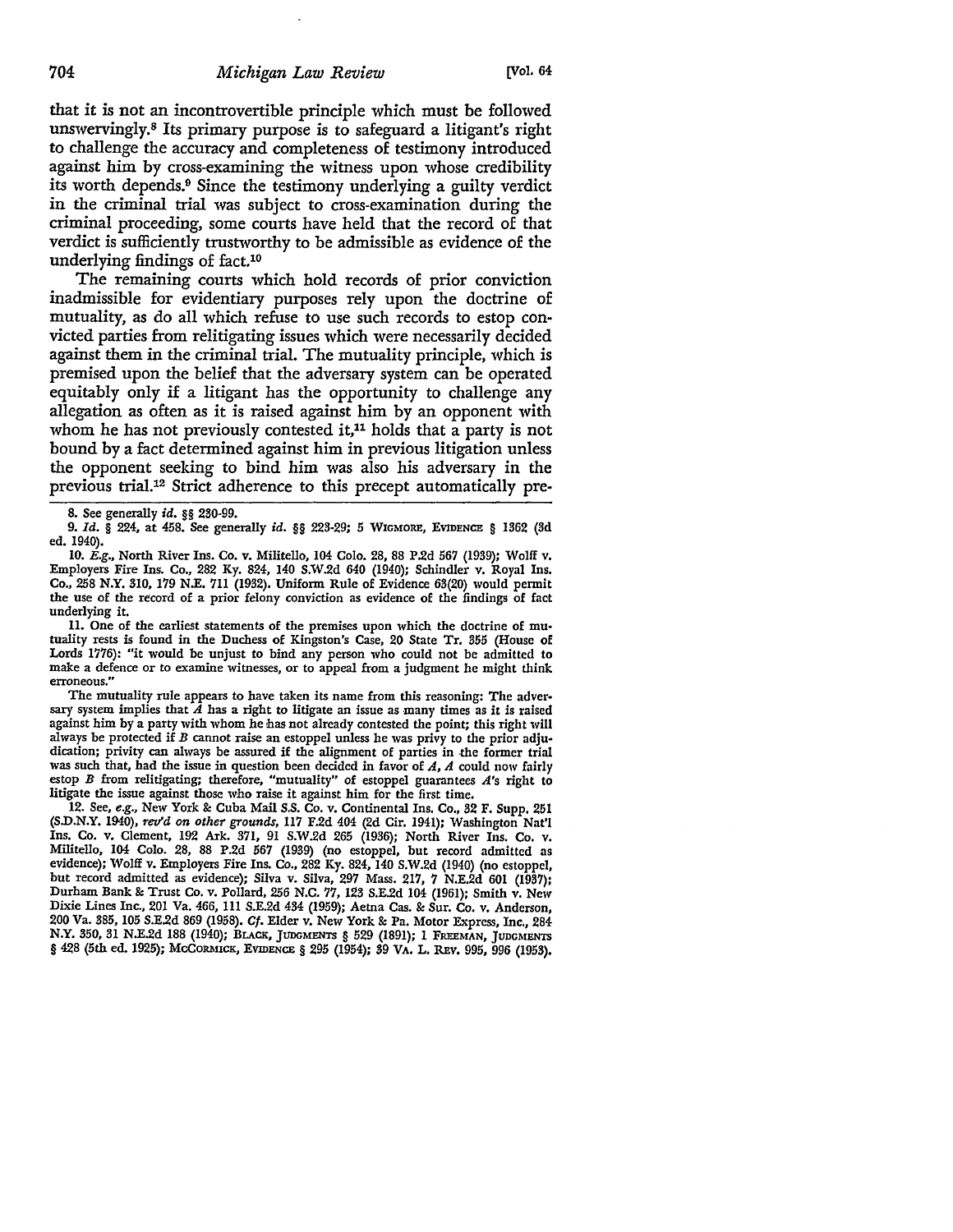that it is not an incontrovertible principle which must be followed unswervingly.[8] Its primary purpose is to safeguard a litigant's right to challenge the accuracy and completeness of testimony introduced against him by cross-examining the witness upon whose credibility its worth depends.[9] Since the testimony underlying a guilty verdict in the criminal trial was subject to cross-examination during the criminal proceeding, some courts have held that the record of that verdict is sufficiently trustworthy to be admissible as evidence of the underlying findings of fact.[10]

The remaining courts which hold records of prior conviction inadmissible for evidentiary purposes rely upon the doctrine of mutuality, as do all which refuse to use such records to estop convicted parties from relitigating issues which were necessarily decided against them in the criminal trial. The mutuality principle, which is premised upon the belief that the adversary system can be operated equitably only if a litigant has the opportunity to challenge any allegation as often as it is raised against him by an opponent with whom he has not previously contested it,[11] holds that a party is not bound by a fact determined against him in previous litigation unless the opponent seeking to bind him was also his adversary in the previous trial.[12] Strict adherence to this precept automatically pre-

---

8. See generally *id.* §§ 230-99.

9. *Id.* § 224, at 458. See generally *id.* §§ 223-29; 5 WIGMORE, EVIDENCE § 1362 (3d ed. 1940).

10. *E.g.*, North River Ins. Co. v. Militello, 104 Colo. 28, 88 P.2d 567 (1939); Wolff v. Employers Fire Ins. Co., 282 Ky. 824, 140 S.W.2d 640 (1940); Schindler v. Royal Ins. Co., 258 N.Y. 310, 179 N.E. 711 (1932). Uniform Rule of Evidence 63(20) would permit the use of the record of a prior felony conviction as evidence of the findings of fact underlying it.

11. One of the earliest statements of the premises upon which the doctrine of mutuality rests is found in the Duchess of Kingston's Case, 20 State Tr. 355 (House of Lords 1776): "it would be unjust to bind any person who could not be admitted to make a defence or to examine witnesses, or to appeal from a judgment he might think erroneous."

The mutuality rule appears to have taken its name from this reasoning: The adversary system implies that *A* has a right to litigate an issue as many times as it is raised against him by a party with whom he has not already contested the point; this right will always be protected if *B* cannot raise an estoppel unless he was privy to the prior adjudication; privity can always be assured if the alignment of parties in the former trial was such that, had the issue in question been decided in favor of *A*, *A* could now fairly estop *B* from relitigating; therefore, "mutuality" of estoppel guarantees *A*'s right to litigate the issue against those who raise it against him for the first time.

12. See, *e.g.*, New York & Cuba Mail S.S. Co. v. Continental Ins. Co., 32 F. Supp. 251 (S.D.N.Y. 1940), *rev'd on other grounds*, 117 F.2d 404 (2d Cir. 1941); Washington Nat'l Ins. Co. v. Clement, 192 Ark. 371, 91 S.W.2d 265 (1936); North River Ins. Co. v. Militello, 104 Colo. 28, 88 P.2d 567 (1939) (no estoppel, but record admitted as evidence); Wolff v. Employers Fire Ins. Co., 282 Ky. 824, 140 S.W.2d (1940) (no estoppel, but record admitted as evidence); Silva v. Silva, 297 Mass. 217, 7 N.E.2d 601 (1937); Durham Bank & Trust Co. v. Pollard, 256 N.C. 77, 123 S.E.2d 104 (1961); Smith v. New Dixie Lines Inc., 201 Va. 466, 111 S.E.2d 434 (1959); Aetna Cas. & Sur. Co. v. Anderson, 200 Va. 385, 105 S.E.2d 869 (1958). *Cf.* Elder v. New York & Pa. Motor Express, Inc., 284 N.Y. 350, 31 N.E.2d 188 (1940); BLACK, JUDGMENTS § 529 (1891); 1 FREEMAN, JUDGMENTS § 428 (5th ed. 1925); MCCORMICK, EVIDENCE § 295 (1954); 39 VA. L. REV. 995, 996 (1953).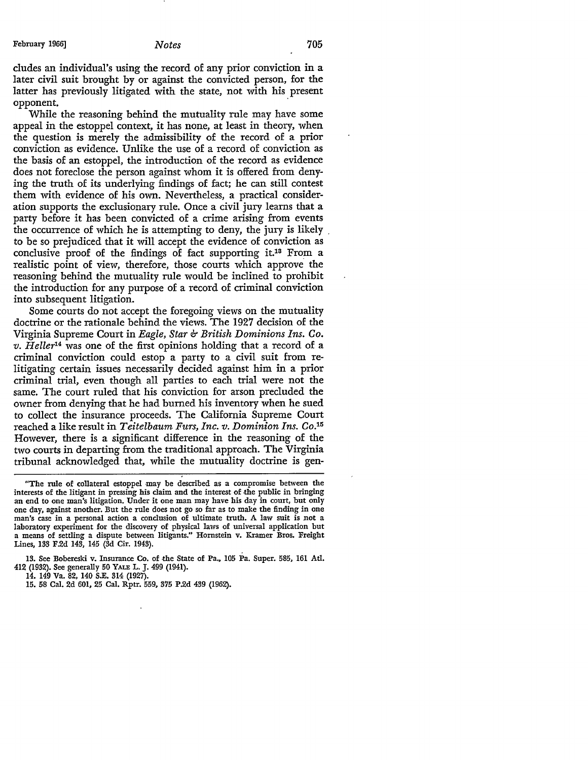cludes an individual's using the record of any prior conviction in a later civil suit brought by or against the convicted person, for the latter has previously litigated with the state, not with his present opponent.

While the reasoning behind the mutuality rule may have some appeal in the estoppel context, it has none, at least in theory, when the question is merely the admissibility of the record of a prior conviction as evidence. Unlike the use of a record of conviction as the basis of an estoppel, the introduction of the record as evidence does not foreclose the person against whom it is offered from denying the truth of its underlying findings of fact; he can still contest them with evidence of his own. Nevertheless, a practical consideration supports the exclusionary rule. Once a civil jury learns that a party before it has been convicted of a crime arising from events the occurrence of which he is attempting to deny, the jury is likely to be so prejudiced that it will accept the evidence of conviction as conclusive proof of the findings of fact supporting it.[13] From a realistic point of view, therefore, those courts which approve the reasoning behind the mutuality rule would be inclined to prohibit the introduction for any purpose of a record of criminal conviction into subsequent litigation.

Some courts do not accept the foregoing views on the mutuality doctrine or the rationale behind the views. The 1927 decision of the Virginia Supreme Court in *Eagle, Star & British Dominions Ins. Co. v. Heller*[14] was one of the first opinions holding that a record of a criminal conviction could estop a party to a civil suit from relitigating certain issues necessarily decided against him in a prior criminal trial, even though all parties to each trial were not the same. The court ruled that his conviction for arson precluded the owner from denying that he had burned his inventory when he sued to collect the insurance proceeds. The California Supreme Court reached a like result in *Teitelbaum Furs, Inc. v. Dominion Ins. Co.*[15] However, there is a significant difference in the reasoning of the two courts in departing from the traditional approach. The Virginia tribunal acknowledged that, while the mutuality doctrine is gen-

"The rule of collateral estoppel may be described as a compromise between the interests of the litigant in pressing his claim and the interest of the public in bringing an end to one man's litigation. Under it one man may have his day in court, but only one day, against another. But the rule does not go so far as to make the finding in one man's case in a personal action a conclusion of ultimate truth. A law suit is not a laboratory experiment for the discovery of physical laws of universal application but a means of settling a dispute between litigants." Hornstein v. Kramer Bros. Freight Lines, 133 F.2d 143, 145 (3d Cir. 1943).

13. See Bobereski v. Insurance Co. of the State of Pa., 105 Pa. Super. 585, 161 Atl. 412 (1932). See generally 50 YALE L. J. 499 (1941).

14. 149 Va. 82, 140 S.E. 314 (1927).

15. 58 Cal. 2d 601, 25 Cal. Rptr. 559, 375 P.2d 439 (1962).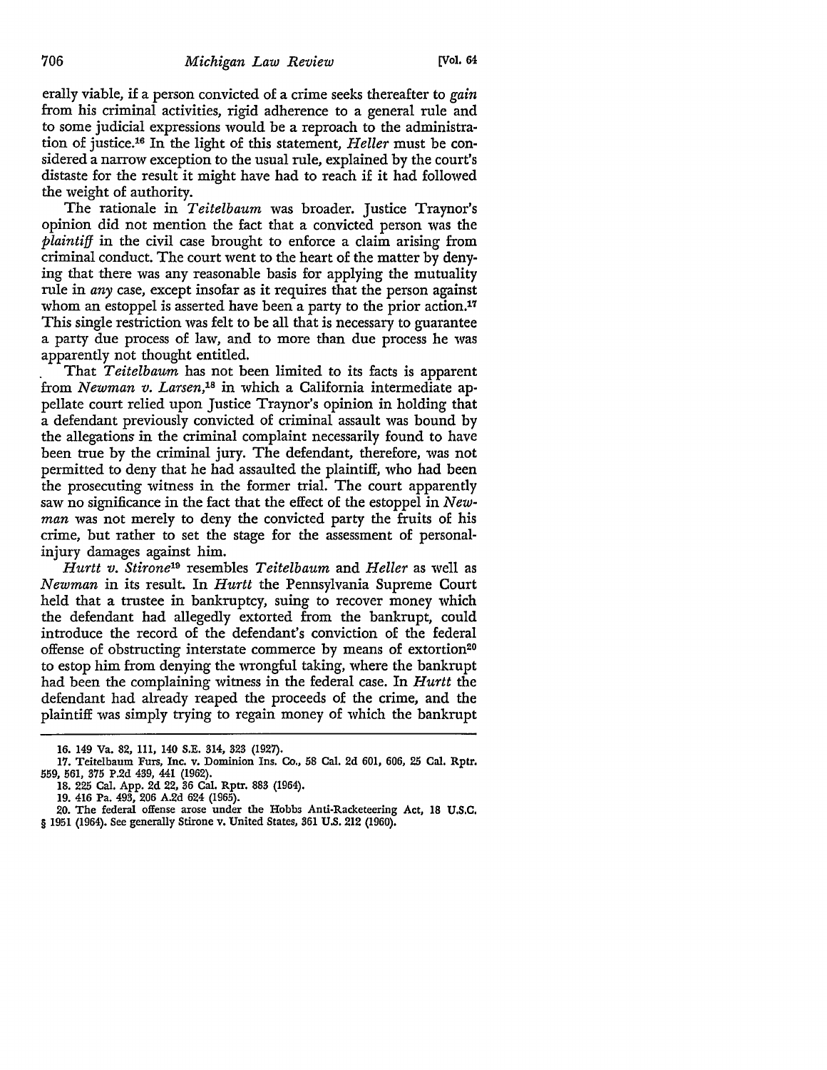erally viable, if a person convicted of a crime seeks thereafter to *gain* from his criminal activities, rigid adherence to a general rule and to some judicial expressions would be a reproach to the administration of justice.[16] In the light of this statement, *Heller* must be considered a narrow exception to the usual rule, explained by the court's distaste for the result it might have had to reach if it had followed the weight of authority.

The rationale in *Teitelbaum* was broader. Justice Traynor's opinion did not mention the fact that a convicted person was the *plaintiff* in the civil case brought to enforce a claim arising from criminal conduct. The court went to the heart of the matter by denying that there was any reasonable basis for applying the mutuality rule in *any* case, except insofar as it requires that the person against whom an estoppel is asserted have been a party to the prior action.[17] This single restriction was felt to be all that is necessary to guarantee a party due process of law, and to more than due process he was apparently not thought entitled.

That *Teitelbaum* has not been limited to its facts is apparent from *Newman v. Larsen*,[18] in which a California intermediate appellate court relied upon Justice Traynor's opinion in holding that a defendant previously convicted of criminal assault was bound by the allegations in the criminal complaint necessarily found to have been true by the criminal jury. The defendant, therefore, was not permitted to deny that he had assaulted the plaintiff, who had been the prosecuting witness in the former trial. The court apparently saw no significance in the fact that the effect of the estoppel in *Newman* was not merely to deny the convicted party the fruits of his crime, but rather to set the stage for the assessment of personal-injury damages against him.

*Hurtt v. Stirone*[19] resembles *Teitelbaum* and *Heller* as well as *Newman* in its result. In *Hurtt* the Pennsylvania Supreme Court held that a trustee in bankruptcy, suing to recover money which the defendant had allegedly extorted from the bankrupt, could introduce the record of the defendant's conviction of the federal offense of obstructing interstate commerce by means of extortion[20] to estop him from denying the wrongful taking, where the bankrupt had been the complaining witness in the federal case. In *Hurtt* the defendant had already reaped the proceeds of the crime, and the plaintiff was simply trying to regain money of which the bankrupt

---

16. 149 Va. 82, 111, 140 S.E. 314, 323 (1927).

17. Teitelbaum Furs, Inc. v. Dominion Ins. Co., 58 Cal. 2d 601, 606, 25 Cal. Rptr. 559, 561, 375 P.2d 439, 441 (1962).

18. 225 Cal. App. 2d 22, 36 Cal. Rptr. 883 (1964).

19. 416 Pa. 493, 206 A.2d 624 (1965).

20. The federal offense arose under the Hobbs Anti-Racketeering Act, 18 U.S.C. § 1951 (1964). See generally Stirone v. United States, 361 U.S. 212 (1960).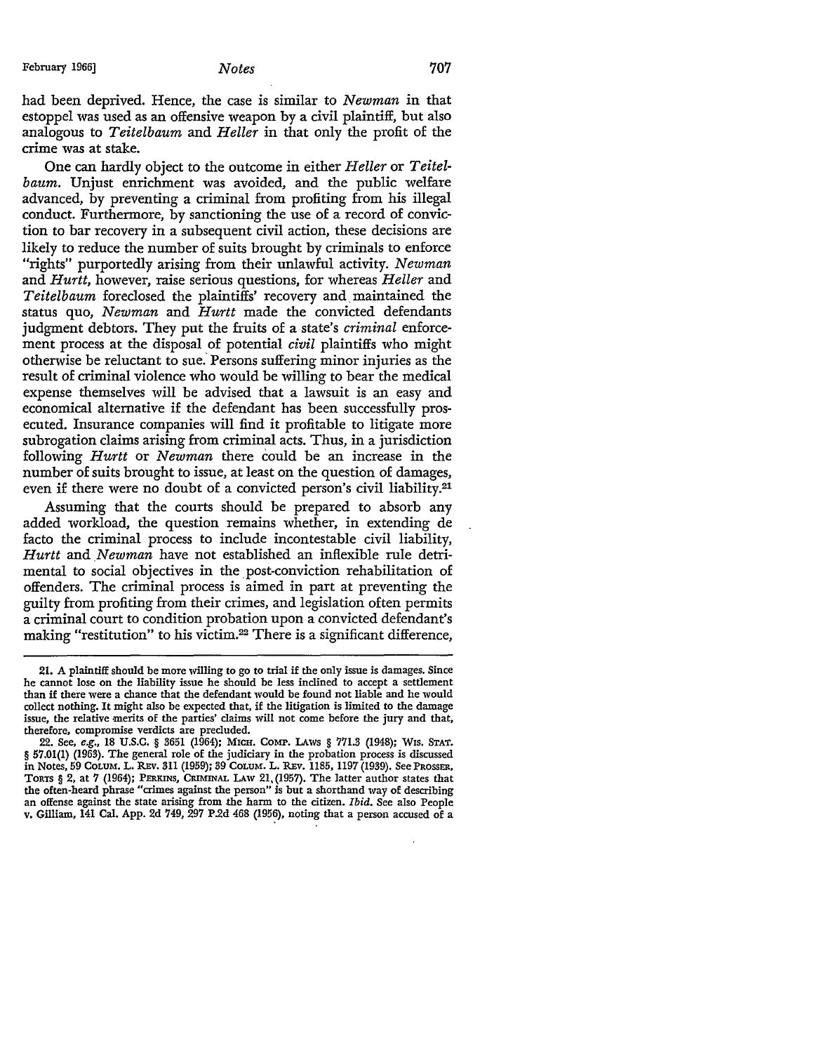had been deprived. Hence, the case is similar to *Newman* in that estoppel was used as an offensive weapon by a civil plaintiff, but also analogous to *Teitelbaum* and *Heller* in that only the profit of the crime was at stake.

One can hardly object to the outcome in either *Heller* or *Teitelbaum*. Unjust enrichment was avoided, and the public welfare advanced, by preventing a criminal from profiting from his illegal conduct. Furthermore, by sanctioning the use of a record of conviction to bar recovery in a subsequent civil action, these decisions are likely to reduce the number of suits brought by criminals to enforce "rights" purportedly arising from their unlawful activity. *Newman* and *Hurtt*, however, raise serious questions, for whereas *Heller* and *Teitelbaum* foreclosed the plaintiffs' recovery and maintained the status quo, *Newman* and *Hurtt* made the convicted defendants judgment debtors. They put the fruits of a state's *criminal* enforcement process at the disposal of potential *civil* plaintiffs who might otherwise be reluctant to sue. Persons suffering minor injuries as the result of criminal violence who would be willing to bear the medical expense themselves will be advised that a lawsuit is an easy and economical alternative if the defendant has been successfully prosecuted. Insurance companies will find it profitable to litigate more subrogation claims arising from criminal acts. Thus, in a jurisdiction following *Hurtt* or *Newman* there could be an increase in the number of suits brought to issue, at least on the question of damages, even if there were no doubt of a convicted person's civil liability.[21]

Assuming that the courts should be prepared to absorb any added workload, the question remains whether, in extending de facto the criminal process to include incontestable civil liability, *Hurtt* and *Newman* have not established an inflexible rule detrimental to social objectives in the post-conviction rehabilitation of offenders. The criminal process is aimed in part at preventing the guilty from profiting from their crimes, and legislation often permits a criminal court to condition probation upon a convicted defendant's making "restitution" to his victim.[22] There is a significant difference,

---

21. A plaintiff should be more willing to go to trial if the only issue is damages. Since he cannot lose on the liability issue he should be less inclined to accept a settlement than if there were a chance that the defendant would be found not liable and he would collect nothing. It might also be expected that, if the litigation is limited to the damage issue, the relative merits of the parties' claims will not come before the jury and that, therefore, compromise verdicts are precluded.

22. See, *e.g.*, 18 U.S.C. § 3651 (1964); MICH. COMP. LAWS § 771.3 (1948); WIS. STAT. § 57.01(1) (1963). The general role of the judiciary in the probation process is discussed in Notes, 59 COLUM. L. REV. 311 (1959); 39 COLUM. L. REV. 1185, 1197 (1939). See PROSSER, TORTS § 2, at 7 (1964); PERKINS, CRIMINAL LAW 21, (1957). The latter author states that the often-heard phrase "crimes against the person" is but a shorthand way of describing an offense against the state arising from the harm to the citizen. *Ibid.* See also People v. Gilliam, 141 Cal. App. 2d 749, 297 P.2d 468 (1956), noting that a person accused of a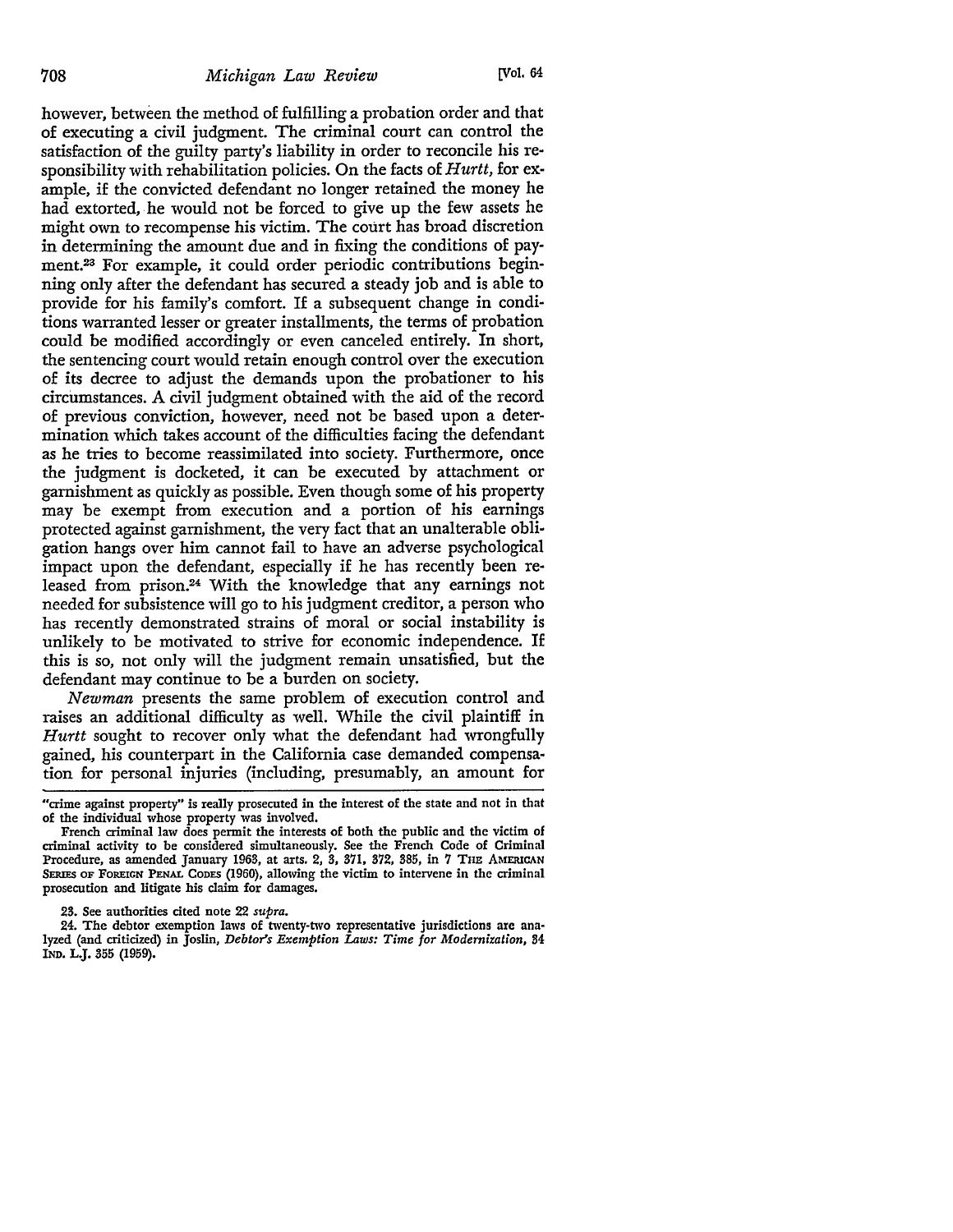however, between the method of fulfilling a probation order and that of executing a civil judgment. The criminal court can control the satisfaction of the guilty party's liability in order to reconcile his responsibility with rehabilitation policies. On the facts of *Hurtt*, for example, if the convicted defendant no longer retained the money he had extorted, he would not be forced to give up the few assets he might own to recompense his victim. The court has broad discretion in determining the amount due and in fixing the conditions of payment.[23] For example, it could order periodic contributions beginning only after the defendant has secured a steady job and is able to provide for his family's comfort. If a subsequent change in conditions warranted lesser or greater installments, the terms of probation could be modified accordingly or even canceled entirely. In short, the sentencing court would retain enough control over the execution of its decree to adjust the demands upon the probationer to his circumstances. A civil judgment obtained with the aid of the record of previous conviction, however, need not be based upon a determination which takes account of the difficulties facing the defendant as he tries to become reassimilated into society. Furthermore, once the judgment is docketed, it can be executed by attachment or garnishment as quickly as possible. Even though some of his property may be exempt from execution and a portion of his earnings protected against garnishment, the very fact that an unalterable obligation hangs over him cannot fail to have an adverse psychological impact upon the defendant, especially if he has recently been released from prison.[24] With the knowledge that any earnings not needed for subsistence will go to his judgment creditor, a person who has recently demonstrated strains of moral or social instability is unlikely to be motivated to strive for economic independence. If this is so, not only will the judgment remain unsatisfied, but the defendant may continue to be a burden on society.

*Newman* presents the same problem of execution control and raises an additional difficulty as well. While the civil plaintiff in *Hurtt* sought to recover only what the defendant had wrongfully gained, his counterpart in the California case demanded compensation for personal injuries (including, presumably, an amount for

---

"crime against property" is really prosecuted in the interest of the state and not in that of the individual whose property was involved.

French criminal law does permit the interests of both the public and the victim of criminal activity to be considered simultaneously. See the French Code of Criminal Procedure, as amended January 1963, at arts. 2, 3, 371, 372, 385, in 7 THE AMERICAN SERIES OF FOREIGN PENAL CODES (1960), allowing the victim to intervene in the criminal prosecution and litigate his claim for damages.

23. See authorities cited note 22 *supra*.

24. The debtor exemption laws of twenty-two representative jurisdictions are analyzed (and criticized) in Joslin, *Debtor's Exemption Laws: Time for Modernization*, 34 IND. L.J. 355 (1959).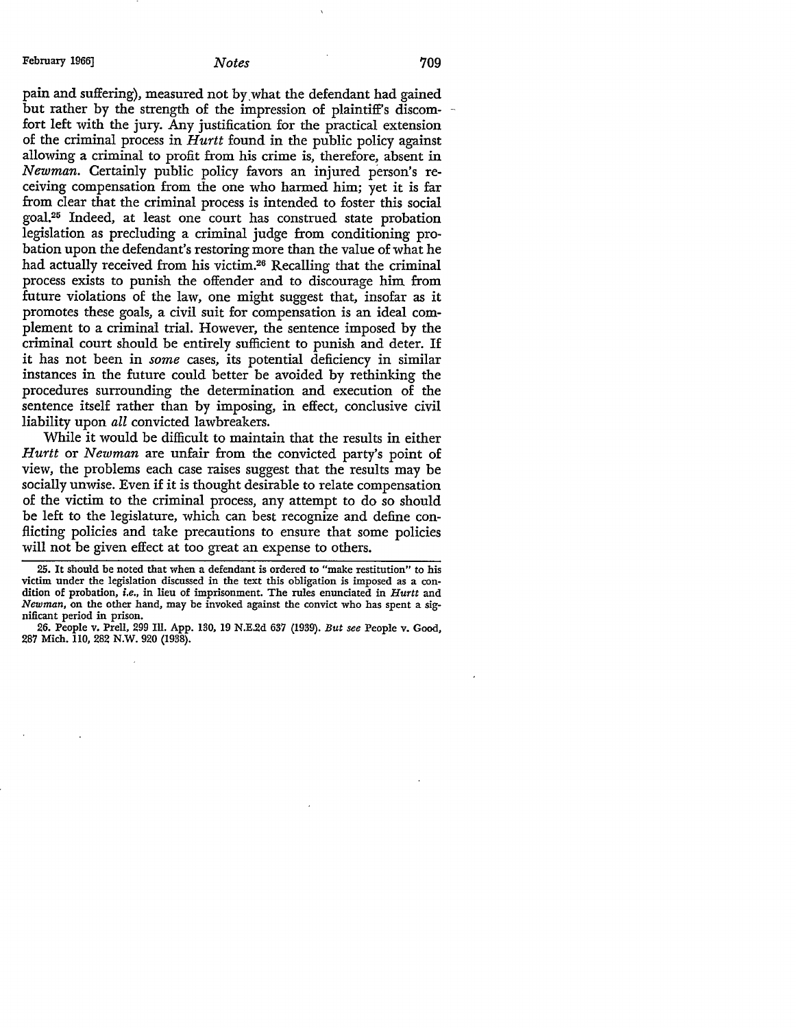pain and suffering), measured not by what the defendant had gained but rather by the strength of the impression of plaintiff's discomfort left with the jury. Any justification for the practical extension of the criminal process in *Hurtt* found in the public policy against allowing a criminal to profit from his crime is, therefore, absent in *Newman*. Certainly public policy favors an injured person's receiving compensation from the one who harmed him; yet it is far from clear that the criminal process is intended to foster this social goal.[25] Indeed, at least one court has construed state probation legislation as precluding a criminal judge from conditioning probation upon the defendant's restoring more than the value of what he had actually received from his victim.[26] Recalling that the criminal process exists to punish the offender and to discourage him from future violations of the law, one might suggest that, insofar as it promotes these goals, a civil suit for compensation is an ideal complement to a criminal trial. However, the sentence imposed by the criminal court should be entirely sufficient to punish and deter. If it has not been in *some* cases, its potential deficiency in similar instances in the future could better be avoided by rethinking the procedures surrounding the determination and execution of the sentence itself rather than by imposing, in effect, conclusive civil liability upon *all* convicted lawbreakers.

While it would be difficult to maintain that the results in either *Hurtt* or *Newman* are unfair from the convicted party's point of view, the problems each case raises suggest that the results may be socially unwise. Even if it is thought desirable to relate compensation of the victim to the criminal process, any attempt to do so should be left to the legislature, which can best recognize and define conflicting policies and take precautions to ensure that some policies will not be given effect at too great an expense to others.

---

25. It should be noted that when a defendant is ordered to "make restitution" to his victim under the legislation discussed in the text this obligation is imposed as a condition of probation, *i.e.*, in lieu of imprisonment. The rules enunciated in *Hurtt* and *Newman*, on the other hand, may be invoked against the convict who has spent a significant period in prison.

26. People v. Prell, 299 Ill. App. 130, 19 N.E.2d 637 (1939). *But see* People v. Good, 287 Mich. 110, 282 N.W. 920 (1938).